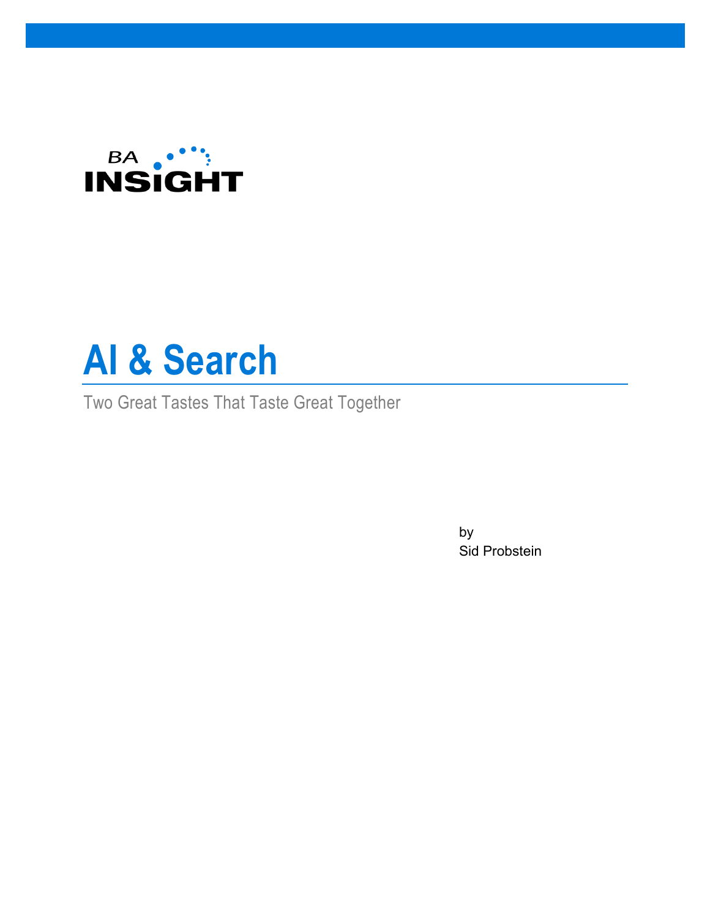BA INSIGHT

# AI & Search

Two Great Tastes That Taste Great Together

by
Sid Probstein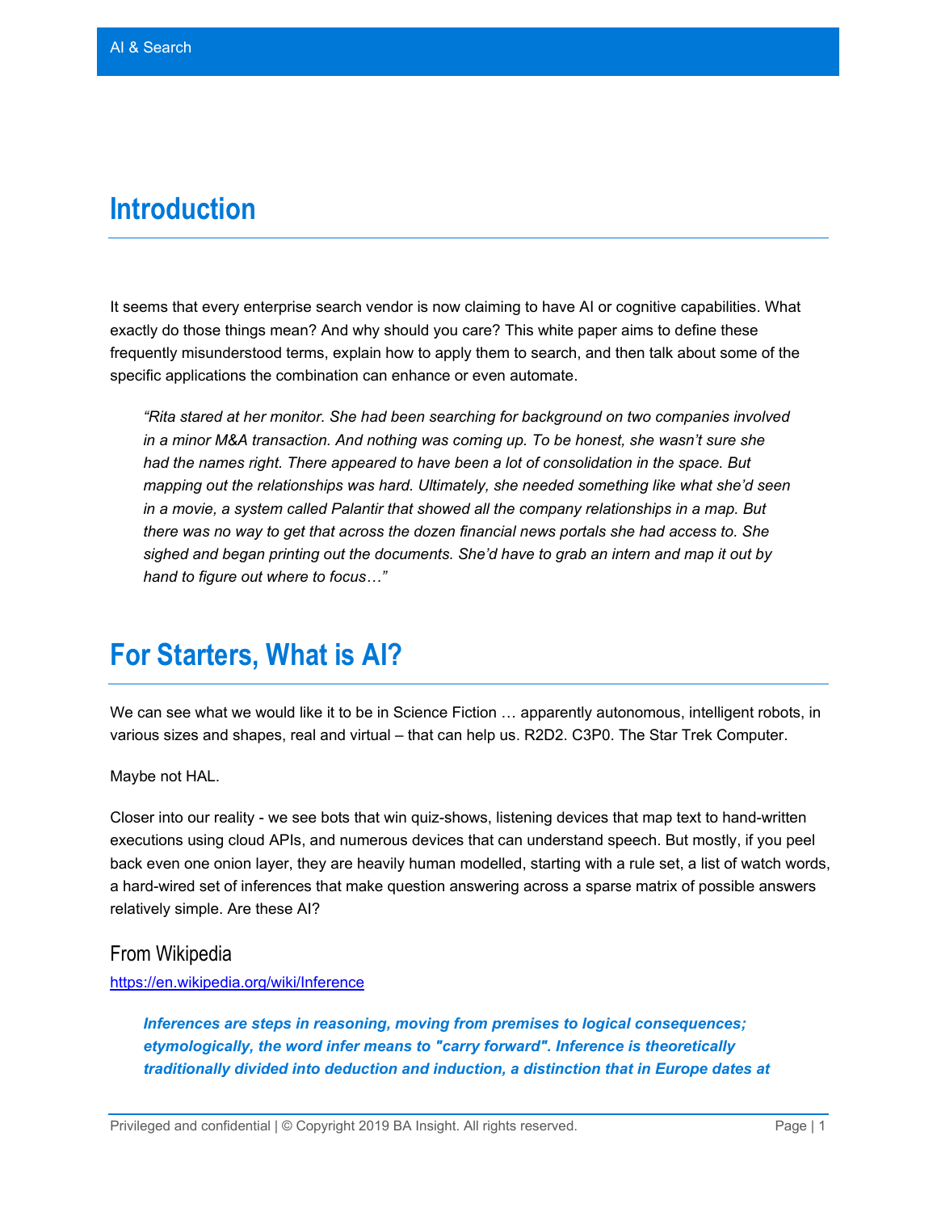# Introduction

It seems that every enterprise search vendor is now claiming to have AI or cognitive capabilities. What exactly do those things mean? And why should you care? This white paper aims to define these frequently misunderstood terms, explain how to apply them to search, and then talk about some of the specific applications the combination can enhance or even automate.

> *"Rita stared at her monitor. She had been searching for background on two companies involved in a minor M&A transaction. And nothing was coming up. To be honest, she wasn't sure she had the names right. There appeared to have been a lot of consolidation in the space. But mapping out the relationships was hard. Ultimately, she needed something like what she'd seen in a movie, a system called Palantir that showed all the company relationships in a map. But there was no way to get that across the dozen financial news portals she had access to. She sighed and began printing out the documents. She'd have to grab an intern and map it out by hand to figure out where to focus…"*

# For Starters, What is AI?

We can see what we would like it to be in Science Fiction … apparently autonomous, intelligent robots, in various sizes and shapes, real and virtual – that can help us. R2D2. C3P0. The Star Trek Computer.

Maybe not HAL.

Closer into our reality - we see bots that win quiz-shows, listening devices that map text to hand-written executions using cloud APIs, and numerous devices that can understand speech. But mostly, if you peel back even one onion layer, they are heavily human modelled, starting with a rule set, a list of watch words, a hard-wired set of inferences that make question answering across a sparse matrix of possible answers relatively simple. Are these AI?

### From Wikipedia

https://en.wikipedia.org/wiki/Inference

> ***Inferences are steps in reasoning, moving from premises to logical consequences; etymologically, the word infer means to "carry forward". Inference is theoretically traditionally divided into deduction and induction, a distinction that in Europe dates at***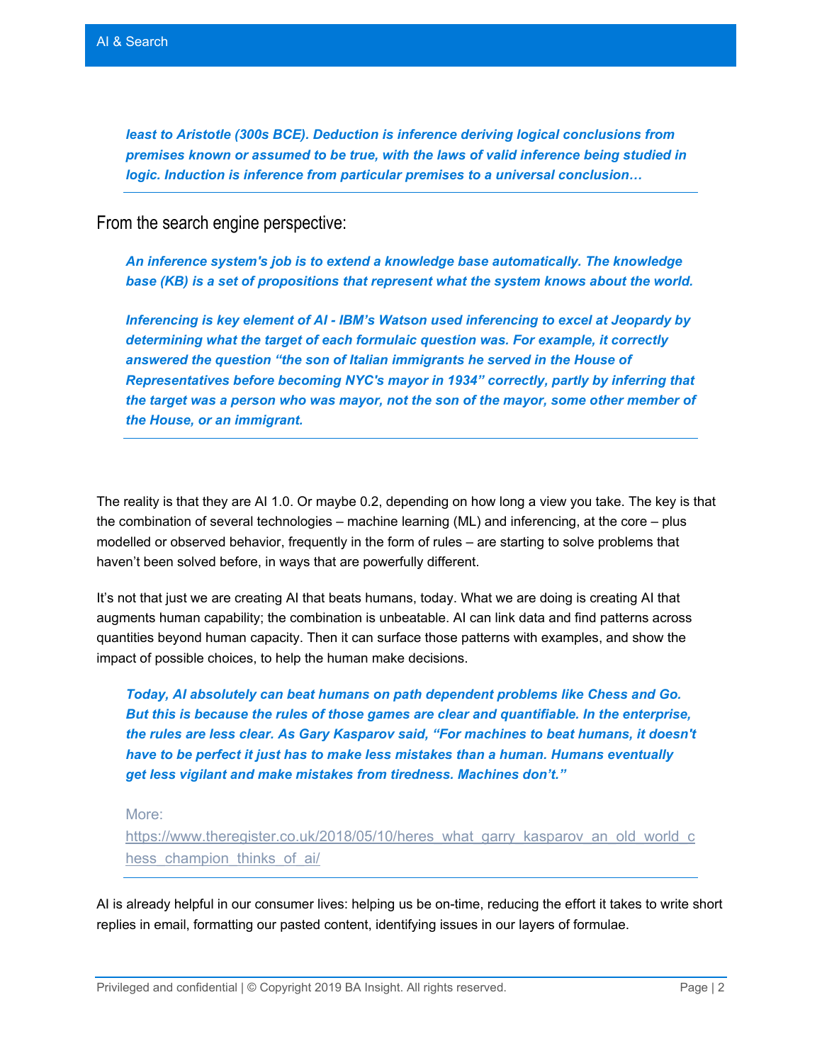> ***least to Aristotle (300s BCE). Deduction is inference deriving logical conclusions from premises known or assumed to be true, with the laws of valid inference being studied in logic. Induction is inference from particular premises to a universal conclusion…***

From the search engine perspective:

> ***An inference system's job is to extend a knowledge base automatically. The knowledge base (KB) is a set of propositions that represent what the system knows about the world.***
>
> ***Inferencing is key element of AI - IBM's Watson used inferencing to excel at Jeopardy by determining what the target of each formulaic question was. For example, it correctly answered the question "the son of Italian immigrants he served in the House of Representatives before becoming NYC's mayor in 1934" correctly, partly by inferring that the target was a person who was mayor, not the son of the mayor, some other member of the House, or an immigrant.***

The reality is that they are AI 1.0. Or maybe 0.2, depending on how long a view you take. The key is that the combination of several technologies – machine learning (ML) and inferencing, at the core – plus modelled or observed behavior, frequently in the form of rules – are starting to solve problems that haven't been solved before, in ways that are powerfully different.

It's not that just we are creating AI that beats humans, today. What we are doing is creating AI that augments human capability; the combination is unbeatable. AI can link data and find patterns across quantities beyond human capacity. Then it can surface those patterns with examples, and show the impact of possible choices, to help the human make decisions.

> ***Today, AI absolutely can beat humans on path dependent problems like Chess and Go. But this is because the rules of those games are clear and quantifiable. In the enterprise, the rules are less clear. As Gary Kasparov said, "For machines to beat humans, it doesn't have to be perfect it just has to make less mistakes than a human. Humans eventually get less vigilant and make mistakes from tiredness. Machines don't."***
>
> More:
> https://www.theregister.co.uk/2018/05/10/heres_what_garry_kasparov_an_old_world_chess_champion_thinks_of_ai/

AI is already helpful in our consumer lives: helping us be on-time, reducing the effort it takes to write short replies in email, formatting our pasted content, identifying issues in our layers of formulae.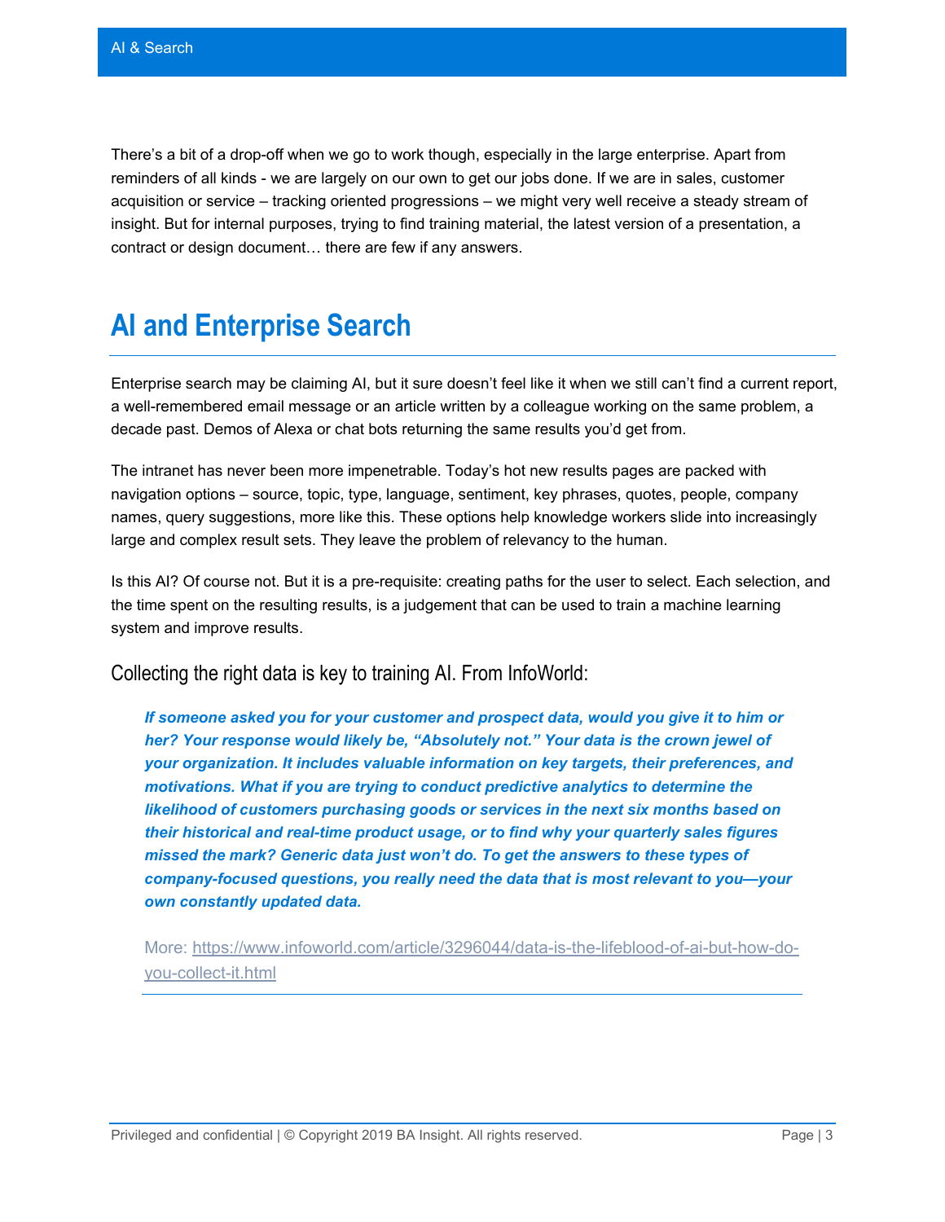There's a bit of a drop-off when we go to work though, especially in the large enterprise. Apart from reminders of all kinds - we are largely on our own to get our jobs done. If we are in sales, customer acquisition or service – tracking oriented progressions – we might very well receive a steady stream of insight. But for internal purposes, trying to find training material, the latest version of a presentation, a contract or design document… there are few if any answers.

# AI and Enterprise Search

Enterprise search may be claiming AI, but it sure doesn't feel like it when we still can't find a current report, a well-remembered email message or an article written by a colleague working on the same problem, a decade past. Demos of Alexa or chat bots returning the same results you'd get from.

The intranet has never been more impenetrable. Today's hot new results pages are packed with navigation options – source, topic, type, language, sentiment, key phrases, quotes, people, company names, query suggestions, more like this. These options help knowledge workers slide into increasingly large and complex result sets. They leave the problem of relevancy to the human.

Is this AI? Of course not. But it is a pre-requisite: creating paths for the user to select. Each selection, and the time spent on the resulting results, is a judgement that can be used to train a machine learning system and improve results.

### Collecting the right data is key to training AI. From InfoWorld:

> ***If someone asked you for your customer and prospect data, would you give it to him or her? Your response would likely be, "Absolutely not." Your data is the crown jewel of your organization. It includes valuable information on key targets, their preferences, and motivations. What if you are trying to conduct predictive analytics to determine the likelihood of customers purchasing goods or services in the next six months based on their historical and real-time product usage, or to find why your quarterly sales figures missed the mark? Generic data just won't do. To get the answers to these types of company-focused questions, you really need the data that is most relevant to you—your own constantly updated data.***
>
> More: https://www.infoworld.com/article/3296044/data-is-the-lifeblood-of-ai-but-how-do-you-collect-it.html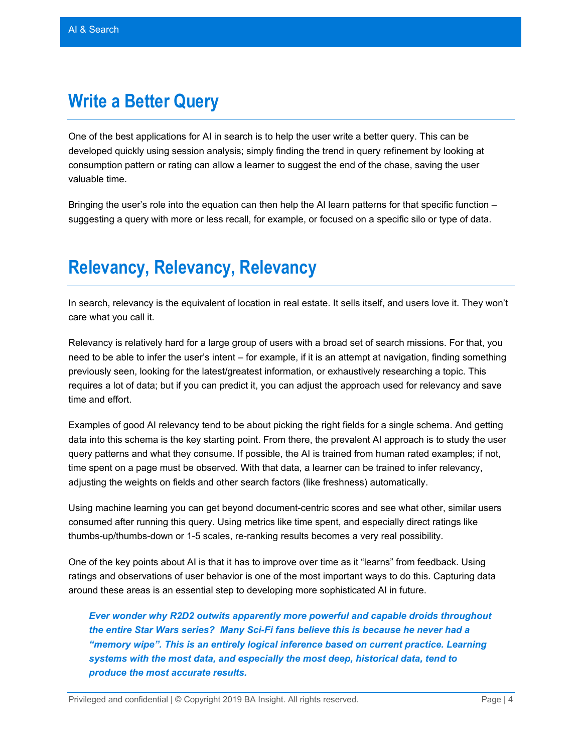## Write a Better Query

One of the best applications for AI in search is to help the user write a better query. This can be developed quickly using session analysis; simply finding the trend in query refinement by looking at consumption pattern or rating can allow a learner to suggest the end of the chase, saving the user valuable time.

Bringing the user's role into the equation can then help the AI learn patterns for that specific function – suggesting a query with more or less recall, for example, or focused on a specific silo or type of data.

## Relevancy, Relevancy, Relevancy

In search, relevancy is the equivalent of location in real estate. It sells itself, and users love it. They won't care what you call it.

Relevancy is relatively hard for a large group of users with a broad set of search missions. For that, you need to be able to infer the user's intent – for example, if it is an attempt at navigation, finding something previously seen, looking for the latest/greatest information, or exhaustively researching a topic. This requires a lot of data; but if you can predict it, you can adjust the approach used for relevancy and save time and effort.

Examples of good AI relevancy tend to be about picking the right fields for a single schema. And getting data into this schema is the key starting point. From there, the prevalent AI approach is to study the user query patterns and what they consume. If possible, the AI is trained from human rated examples; if not, time spent on a page must be observed. With that data, a learner can be trained to infer relevancy, adjusting the weights on fields and other search factors (like freshness) automatically.

Using machine learning you can get beyond document-centric scores and see what other, similar users consumed after running this query. Using metrics like time spent, and especially direct ratings like thumbs-up/thumbs-down or 1-5 scales, re-ranking results becomes a very real possibility.

One of the key points about AI is that it has to improve over time as it "learns" from feedback. Using ratings and observations of user behavior is one of the most important ways to do this. Capturing data around these areas is an essential step to developing more sophisticated AI in future.

> ***Ever wonder why R2D2 outwits apparently more powerful and capable droids throughout the entire Star Wars series? Many Sci-Fi fans believe this is because he never had a "memory wipe". This is an entirely logical inference based on current practice. Learning systems with the most data, and especially the most deep, historical data, tend to produce the most accurate results.***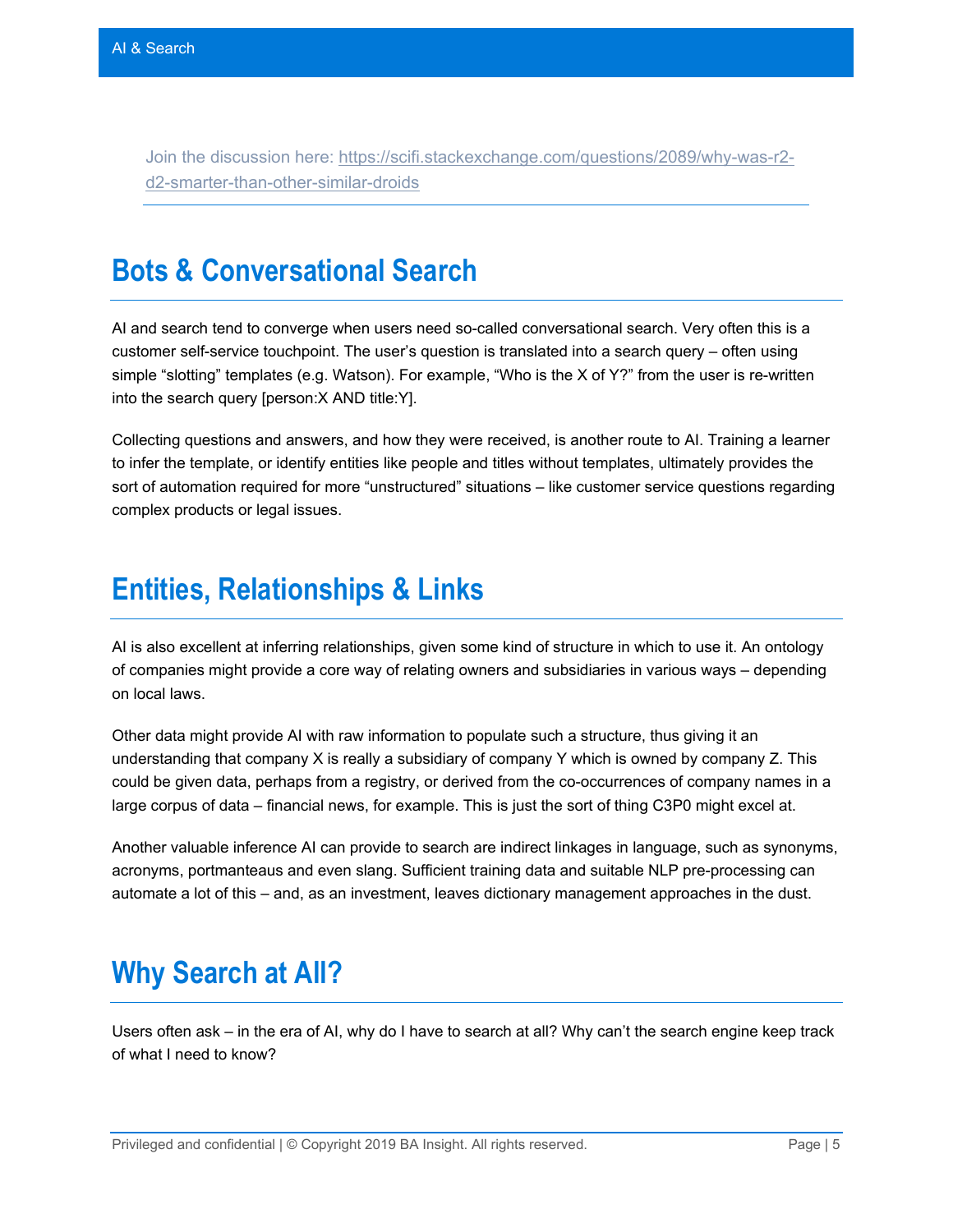Join the discussion here: https://scifi.stackexchange.com/questions/2089/why-was-r2-d2-smarter-than-other-similar-droids

## Bots & Conversational Search

AI and search tend to converge when users need so-called conversational search. Very often this is a customer self-service touchpoint. The user's question is translated into a search query – often using simple "slotting" templates (e.g. Watson). For example, "Who is the X of Y?" from the user is re-written into the search query [person:X AND title:Y].

Collecting questions and answers, and how they were received, is another route to AI. Training a learner to infer the template, or identify entities like people and titles without templates, ultimately provides the sort of automation required for more "unstructured" situations – like customer service questions regarding complex products or legal issues.

## Entities, Relationships & Links

AI is also excellent at inferring relationships, given some kind of structure in which to use it. An ontology of companies might provide a core way of relating owners and subsidiaries in various ways – depending on local laws.

Other data might provide AI with raw information to populate such a structure, thus giving it an understanding that company X is really a subsidiary of company Y which is owned by company Z. This could be given data, perhaps from a registry, or derived from the co-occurrences of company names in a large corpus of data – financial news, for example. This is just the sort of thing C3P0 might excel at.

Another valuable inference AI can provide to search are indirect linkages in language, such as synonyms, acronyms, portmanteaus and even slang. Sufficient training data and suitable NLP pre-processing can automate a lot of this – and, as an investment, leaves dictionary management approaches in the dust.

## Why Search at All?

Users often ask – in the era of AI, why do I have to search at all? Why can't the search engine keep track of what I need to know?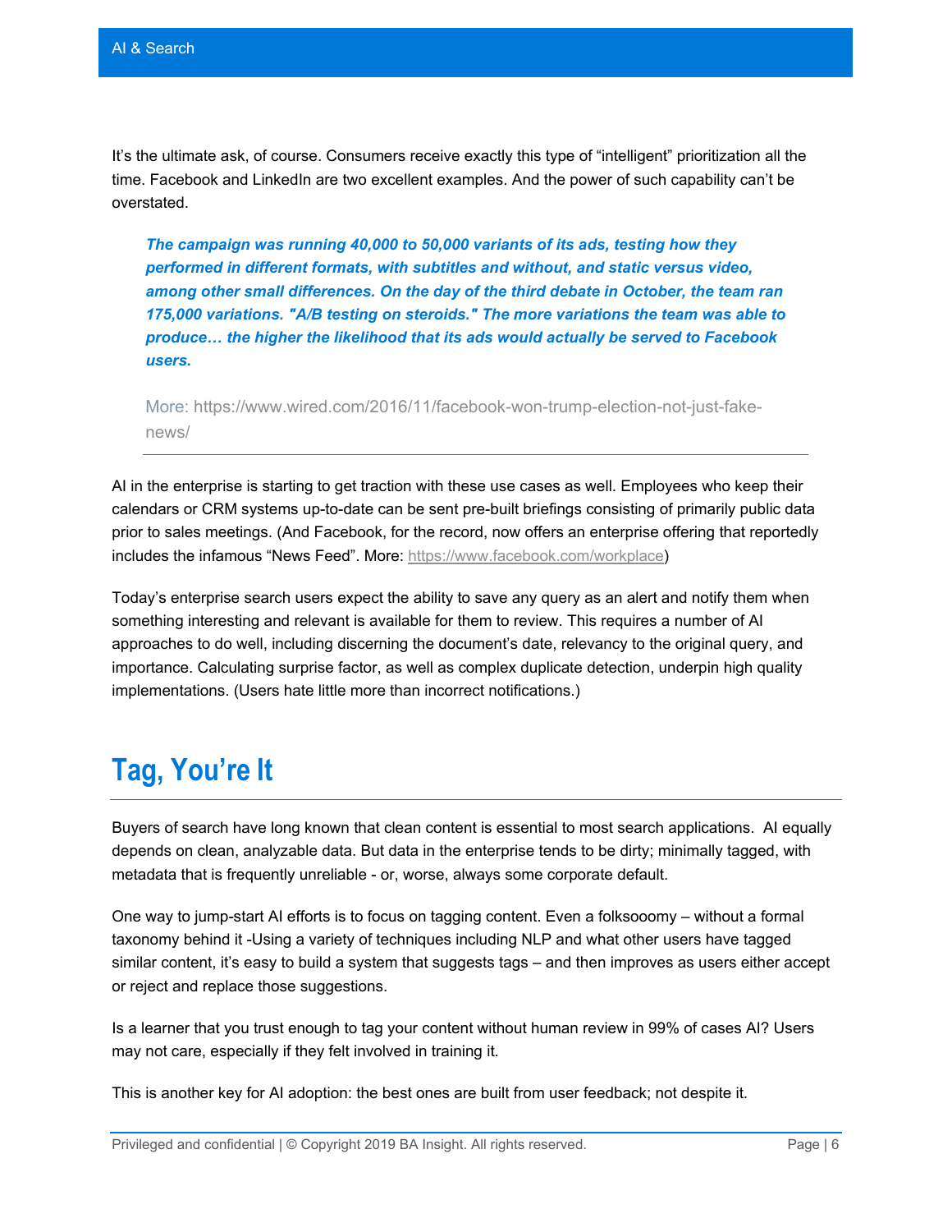It's the ultimate ask, of course. Consumers receive exactly this type of "intelligent" prioritization all the time. Facebook and LinkedIn are two excellent examples. And the power of such capability can't be overstated.

> ***The campaign was running 40,000 to 50,000 variants of its ads, testing how they performed in different formats, with subtitles and without, and static versus video, among other small differences. On the day of the third debate in October, the team ran 175,000 variations. "A/B testing on steroids." The more variations the team was able to produce… the higher the likelihood that its ads would actually be served to Facebook users.***
>
> More: https://www.wired.com/2016/11/facebook-won-trump-election-not-just-fake-news/

AI in the enterprise is starting to get traction with these use cases as well. Employees who keep their calendars or CRM systems up-to-date can be sent pre-built briefings consisting of primarily public data prior to sales meetings. (And Facebook, for the record, now offers an enterprise offering that reportedly includes the infamous "News Feed". More: https://www.facebook.com/workplace)

Today's enterprise search users expect the ability to save any query as an alert and notify them when something interesting and relevant is available for them to review. This requires a number of AI approaches to do well, including discerning the document's date, relevancy to the original query, and importance. Calculating surprise factor, as well as complex duplicate detection, underpin high quality implementations. (Users hate little more than incorrect notifications.)

# Tag, You're It

Buyers of search have long known that clean content is essential to most search applications. AI equally depends on clean, analyzable data. But data in the enterprise tends to be dirty; minimally tagged, with metadata that is frequently unreliable - or, worse, always some corporate default.

One way to jump-start AI efforts is to focus on tagging content. Even a folksooomy – without a formal taxonomy behind it -Using a variety of techniques including NLP and what other users have tagged similar content, it's easy to build a system that suggests tags – and then improves as users either accept or reject and replace those suggestions.

Is a learner that you trust enough to tag your content without human review in 99% of cases AI? Users may not care, especially if they felt involved in training it.

This is another key for AI adoption: the best ones are built from user feedback; not despite it.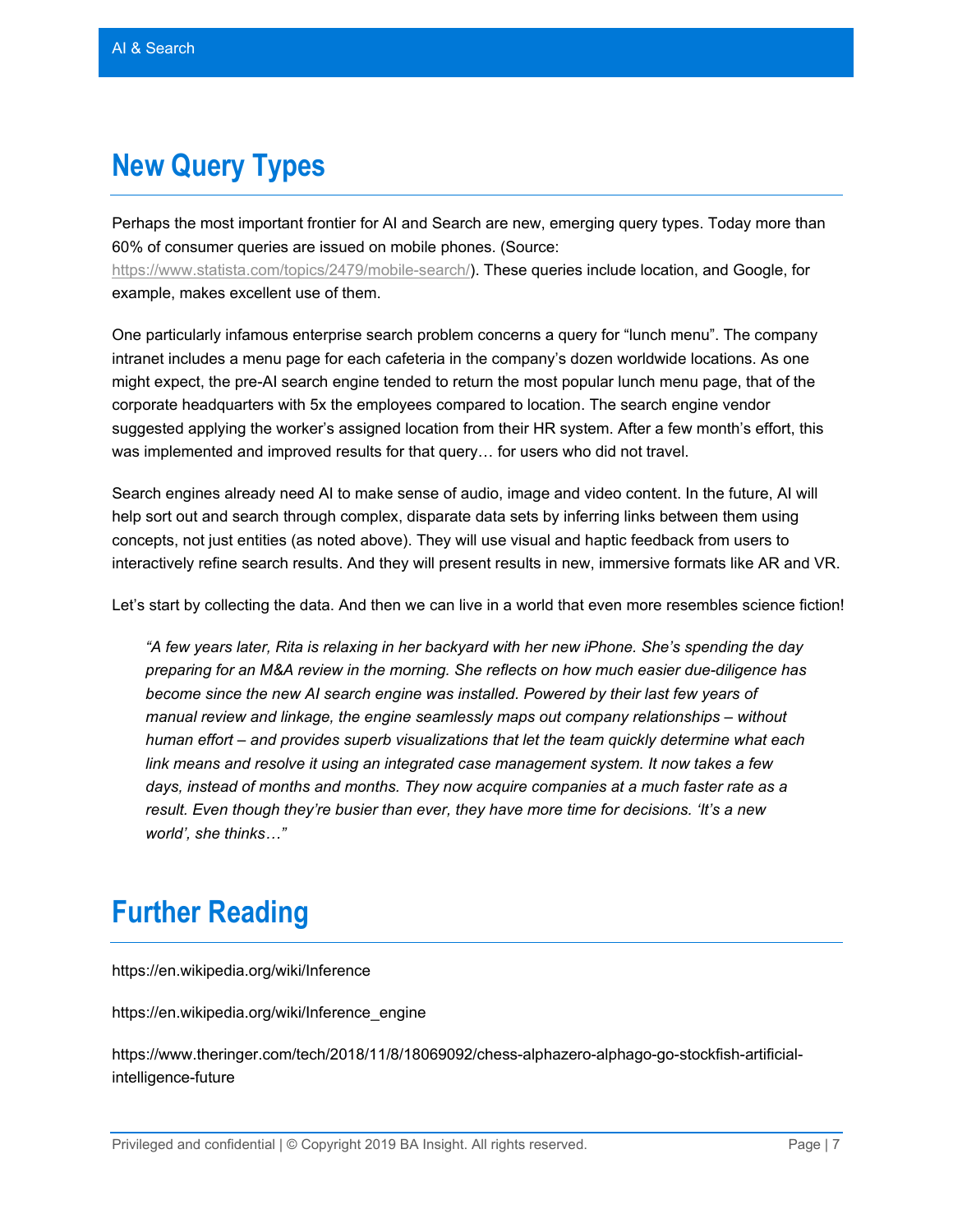## New Query Types

Perhaps the most important frontier for AI and Search are new, emerging query types. Today more than 60% of consumer queries are issued on mobile phones. (Source: https://www.statista.com/topics/2479/mobile-search/). These queries include location, and Google, for example, makes excellent use of them.

One particularly infamous enterprise search problem concerns a query for "lunch menu". The company intranet includes a menu page for each cafeteria in the company's dozen worldwide locations. As one might expect, the pre-AI search engine tended to return the most popular lunch menu page, that of the corporate headquarters with 5x the employees compared to location. The search engine vendor suggested applying the worker's assigned location from their HR system. After a few month's effort, this was implemented and improved results for that query… for users who did not travel.

Search engines already need AI to make sense of audio, image and video content. In the future, AI will help sort out and search through complex, disparate data sets by inferring links between them using concepts, not just entities (as noted above). They will use visual and haptic feedback from users to interactively refine search results. And they will present results in new, immersive formats like AR and VR.

Let's start by collecting the data. And then we can live in a world that even more resembles science fiction!

> *"A few years later, Rita is relaxing in her backyard with her new iPhone. She's spending the day preparing for an M&A review in the morning. She reflects on how much easier due-diligence has become since the new AI search engine was installed. Powered by their last few years of manual review and linkage, the engine seamlessly maps out company relationships – without human effort – and provides superb visualizations that let the team quickly determine what each link means and resolve it using an integrated case management system. It now takes a few days, instead of months and months. They now acquire companies at a much faster rate as a result. Even though they're busier than ever, they have more time for decisions. 'It's a new world', she thinks…"*

## Further Reading

https://en.wikipedia.org/wiki/Inference

https://en.wikipedia.org/wiki/Inference_engine

https://www.theringer.com/tech/2018/11/8/18069092/chess-alphazero-alphago-go-stockfish-artificial-intelligence-future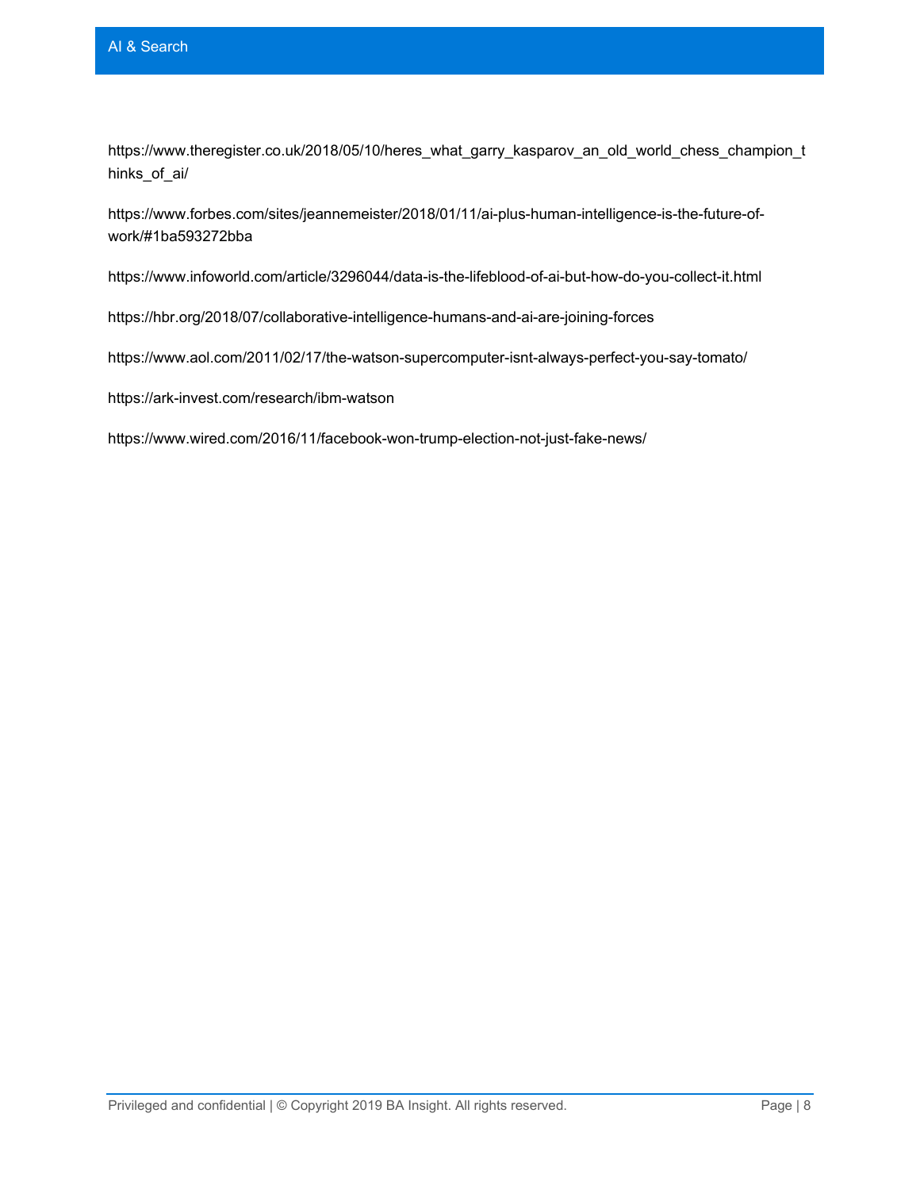https://www.theregister.co.uk/2018/05/10/heres_what_garry_kasparov_an_old_world_chess_champion_thinks_of_ai/

https://www.forbes.com/sites/jeannemeister/2018/01/11/ai-plus-human-intelligence-is-the-future-of-work/#1ba593272bba

https://www.infoworld.com/article/3296044/data-is-the-lifeblood-of-ai-but-how-do-you-collect-it.html

https://hbr.org/2018/07/collaborative-intelligence-humans-and-ai-are-joining-forces

https://www.aol.com/2011/02/17/the-watson-supercomputer-isnt-always-perfect-you-say-tomato/

https://ark-invest.com/research/ibm-watson

https://www.wired.com/2016/11/facebook-won-trump-election-not-just-fake-news/